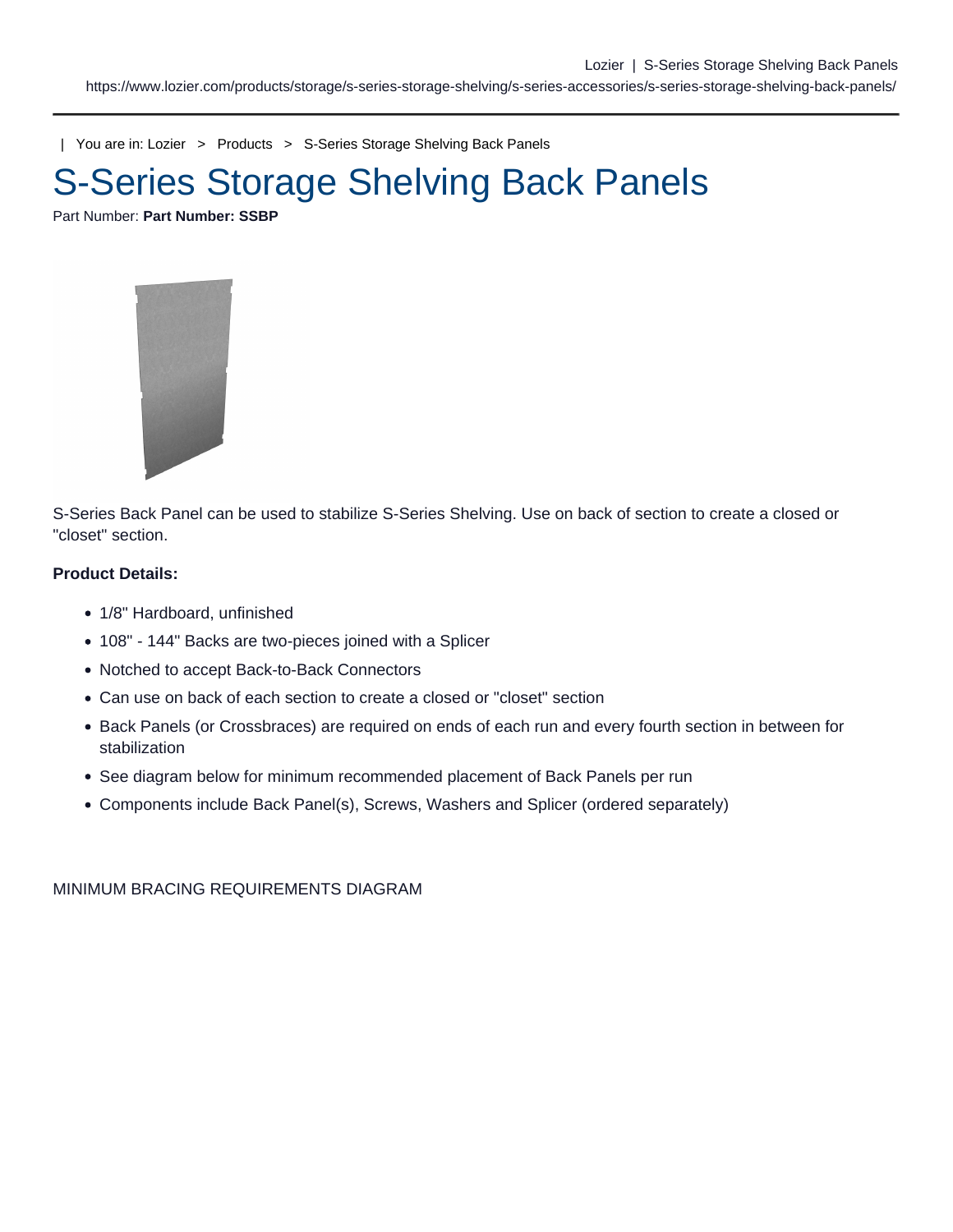| You are in: Lozier > Products > S-Series Storage Shelving Back Panels

# S-Series Storage Shelving Back Panels

Part Number: **Part Number: SSBP**

S-Series Back Panel can be used to stabilize S-Series Shelving. Use on back of section to create a closed or "closet" section.

**Product Details:**

- 1/8" Hardboard, unfinished
- 108" - 144" Backs are two-pieces joined with a Splicer
- Notched to accept Back-to-Back Connectors
- Can use on back of each section to create a closed or "closet" section
- Back Panels (or Crossbraces) are required on ends of each run and every fourth section in between for stabilization
- See diagram below for minimum recommended placement of Back Panels per run
- Components include Back Panel(s), Screws, Washers and Splicer (ordered separately)

MINIMUM BRACING REQUIREMENTS DIAGRAM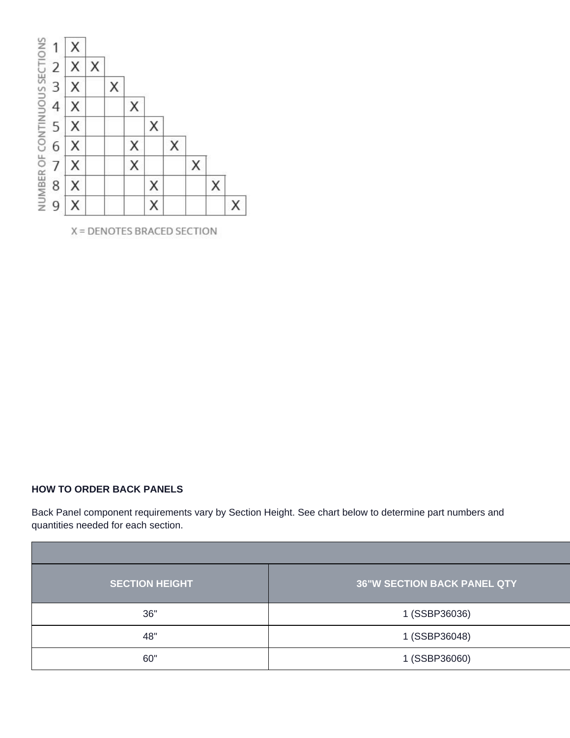| NUMBER OF CONTINUOUS SECTIONS | | | | | | | | | |
|---|---|---|---|---|---|---|---|---|---|
| 1 | X | | | | | | | | |
| 2 | X | X | | | | | | | |
| 3 | X | | X | | | | | | |
| 4 | X | | | X | | | | | |
| 5 | X | | | | X | | | | |
| 6 | X | | | X | | X | | | |
| 7 | X | | | X | | | X | | |
| 8 | X | | | | X | | | X | |
| 9 | X | | | | X | | | | X |

X = DENOTES BRACED SECTION

**HOW TO ORDER BACK PANELS**

Back Panel component requirements vary by Section Height. See chart below to determine part numbers and quantities needed for each section.

| SECTION HEIGHT | 36"W SECTION BACK PANEL QTY |
|---|---|
| 36" | 1 (SSBP36036) |
| 48" | 1 (SSBP36048) |
| 60" | 1 (SSBP36060) |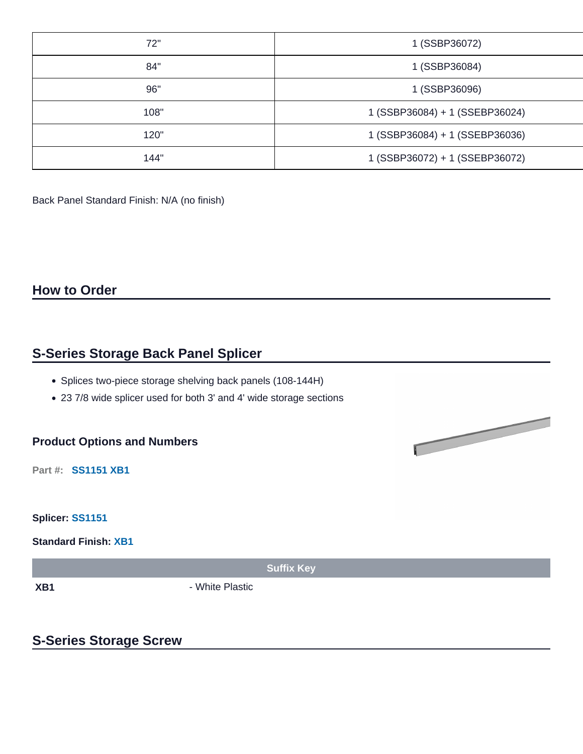| 72" | 1 (SSBP36072) |
| --- | --- |
| 84" | 1 (SSBP36084) |
| 96" | 1 (SSBP36096) |
| 108" | 1 (SSBP36084) + 1 (SSEBP36024) |
| 120" | 1 (SSBP36084) + 1 (SSEBP36036) |
| 144" | 1 (SSBP36072) + 1 (SSEBP36072) |

Back Panel Standard Finish: N/A (no finish)

## How to Order

## S-Series Storage Back Panel Splicer

- Splices two-piece storage shelving back panels (108-144H)
- 23 7/8 wide splicer used for both 3' and 4' wide storage sections

### Product Options and Numbers

**Part #:** **SS1151 XB1**

**Splicer:** **SS1151**

**Standard Finish:** **XB1**

| Suffix Key | |
| --- | --- |
| **XB1** | - White Plastic |

## S-Series Storage Screw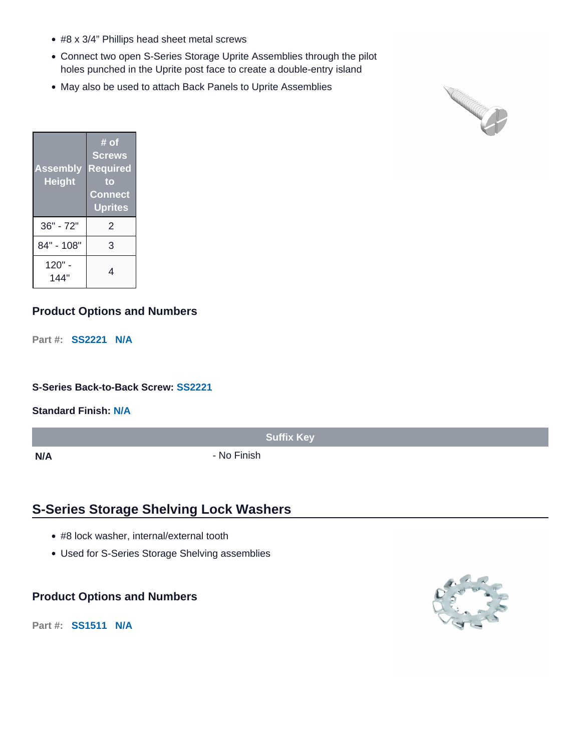- #8 x 3/4" Phillips head sheet metal screws
- Connect two open S-Series Storage Uprite Assemblies through the pilot holes punched in the Uprite post face to create a double-entry island
- May also be used to attach Back Panels to Uprite Assemblies

| Assembly Height | # of Screws Required to Connect Uprites |
|---|---|
| 36" - 72" | 2 |
| 84" - 108" | 3 |
| 120" - 144" | 4 |

### Product Options and Numbers

**Part #:** **SS2221** **N/A**

**S-Series Back-to-Back Screw:** **SS2221**

**Standard Finish:** **N/A**

| Suffix Key | |
|---|---|
| **N/A** | - No Finish |

## S-Series Storage Shelving Lock Washers

- #8 lock washer, internal/external tooth
- Used for S-Series Storage Shelving assemblies

### Product Options and Numbers

**Part #:** **SS1511** **N/A**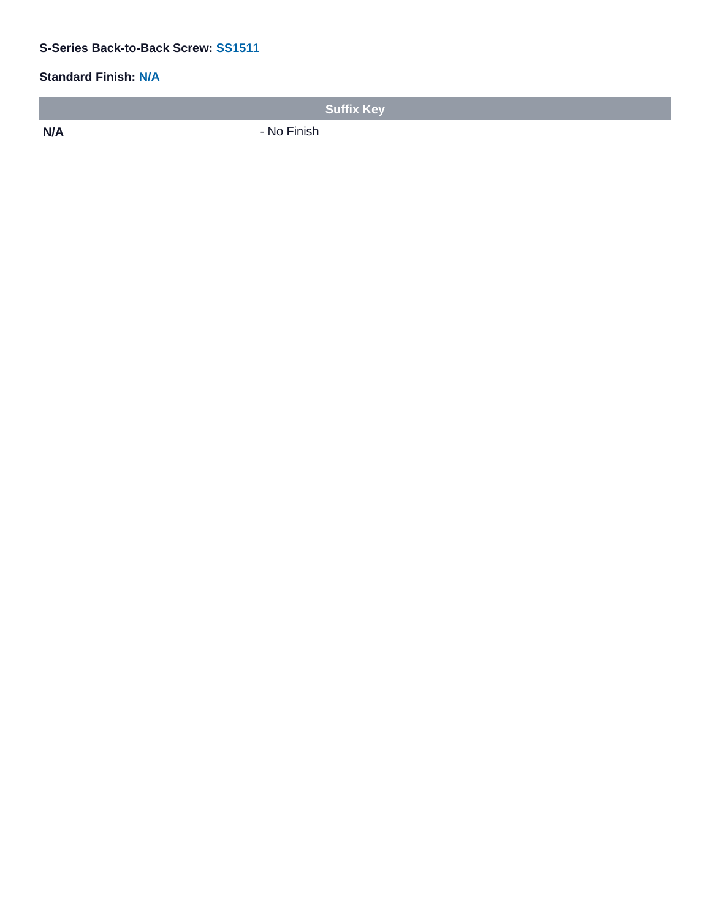**S-Series Back-to-Back Screw: SS1511**

**Standard Finish: N/A**

| Suffix Key | |
|---|---|
| **N/A** | - No Finish |